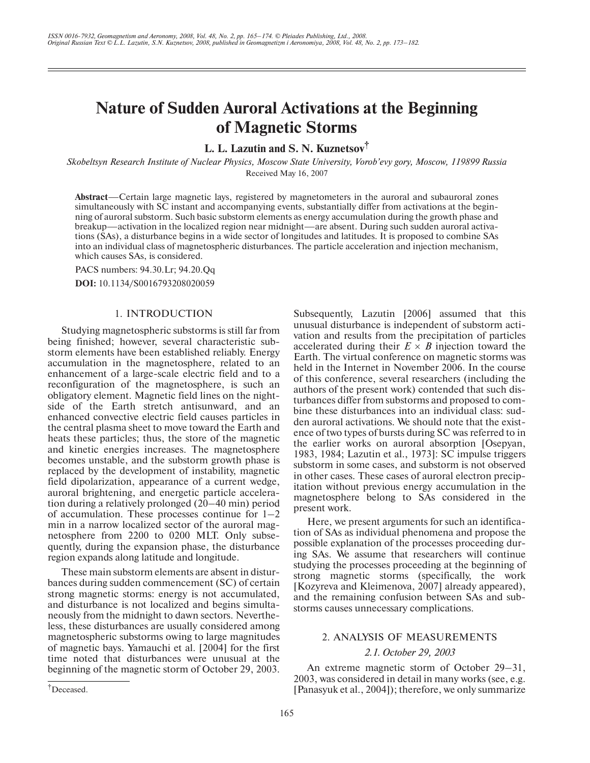# Nature of Sudden Auroral Activations at the Beginning of Magnetic Storms

**L. L. Lazutin and S. N. Kuznetsov†**

*Skobeltsyn Research Institute of Nuclear Physics, Moscow State University, Vorob'evy gory, Moscow, 119899 Russia*

Received May 16, 2007

**Abstract**—Certain large magnetic lays, registered by magnetometers in the auroral and subauroral zones simultaneously with SC instant and accompanying events, substantially differ from activations at the beginning of auroral substorm. Such basic substorm elements as energy accumulation during the growth phase and breakup—activation in the localized region near midnight—are absent. During such sudden auroral activations (SAs), a disturbance begins in a wide sector of longitudes and latitudes. It is proposed to combine SAs into an individual class of magnetospheric disturbances. The particle acceleration and injection mechanism, which causes SAs, is considered.

PACS numbers: 94.30.Lr; 94.20.Qq

**DOI:** 10.1134/S0016793208020059

## 1. INTRODUCTION

Studying magnetospheric substorms is still far from being finished; however, several characteristic substorm elements have been established reliably. Energy accumulation in the magnetosphere, related to an enhancement of a large-scale electric field and to a reconfiguration of the magnetosphere, is such an obligatory element. Magnetic field lines on the nightside of the Earth stretch antisunward, and an enhanced convective electric field causes particles in the central plasma sheet to move toward the Earth and heats these particles; thus, the store of the magnetic and kinetic energies increases. The magnetosphere becomes unstable, and the substorm growth phase is replaced by the development of instability, magnetic field dipolarization, appearance of a current wedge, auroral brightening, and energetic particle acceleration during a relatively prolonged (20–40 min) period of accumulation. These processes continue for 1–2 min in a narrow localized sector of the auroral magnetosphere from 2200 to 0200 MLT. Only subsequently, during the expansion phase, the disturbance region expands along latitude and longitude.

These main substorm elements are absent in disturbances during sudden commencement (SC) of certain strong magnetic storms: energy is not accumulated, and disturbance is not localized and begins simultaneously from the midnight to dawn sectors. Nevertheless, these disturbances are usually considered among magnetospheric substorms owing to large magnitudes of magnetic bays. Yamauchi et al. [2004] for the first time noted that disturbances were unusual at the beginning of the magnetic storm of October 29, 2003. Subsequently, Lazutin [2006] assumed that this unusual disturbance is independent of substorm activation and results from the precipitation of particles accelerated during their $E \times B$ injection toward the Earth. The virtual conference on magnetic storms was held in the Internet in November 2006. In the course of this conference, several researchers (including the authors of the present work) contended that such disturbances differ from substorms and proposed to combine these disturbances into an individual class: sudden auroral activations. We should note that the existence of two types of bursts during SC was referred to in the earlier works on auroral absorption [Osepyan, 1983, 1984; Lazutin et al., 1973]: SC impulse triggers substorm in some cases, and substorm is not observed in other cases. These cases of auroral electron precipitation without previous energy accumulation in the magnetosphere belong to SAs considered in the present work.

Here, we present arguments for such an identification of SAs as individual phenomena and propose the possible explanation of the processes proceeding during SAs. We assume that researchers will continue studying the processes proceeding at the beginning of strong magnetic storms (specifically, the work [Kozyreva and Kleimenova, 2007] already appeared), and the remaining confusion between SAs and substorms causes unnecessary complications.

## 2. ANALYSIS OF MEASUREMENTS

### *2.1. October 29, 2003*

An extreme magnetic storm of October 29–31, 2003, was considered in detail in many works (see, e.g. [Panasyuk et al., 2004]); therefore, we only summarize

†Deceased.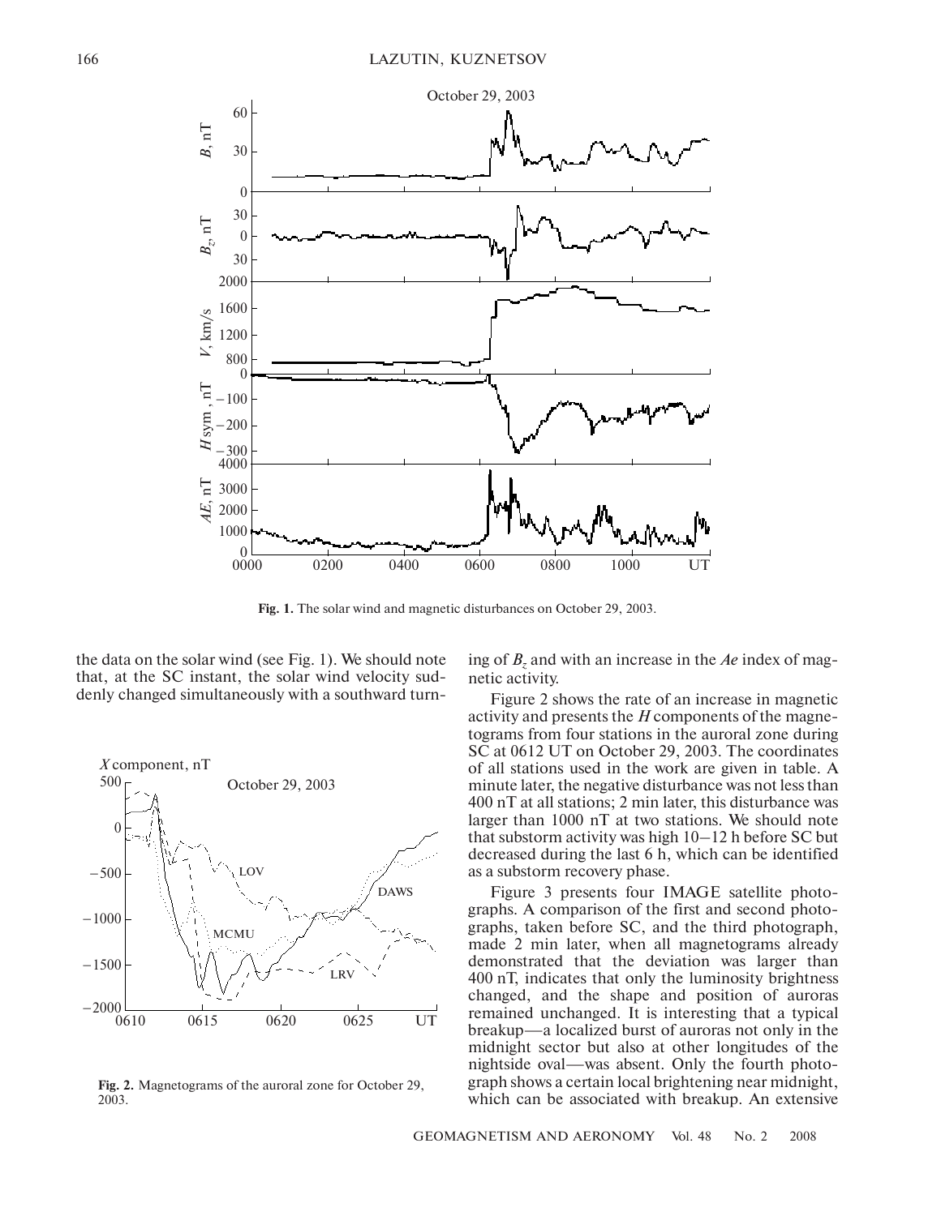Fig. 1. The solar wind and magnetic disturbances on October 29, 2003.

the data on the solar wind (see Fig. 1). We should note that, at the SC instant, the solar wind velocity suddenly changed simultaneously with a southward turning of $B_z$ and with an increase in the *Ae* index of magnetic activity.

Fig. 2. Magnetograms of the auroral zone for October 29, 2003.

Figure 2 shows the rate of an increase in magnetic activity and presents the *H* components of the magnetograms from four stations in the auroral zone during SC at 0612 UT on October 29, 2003. The coordinates of all stations used in the work are given in table. A minute later, the negative disturbance was not less than 400 nT at all stations; 2 min later, this disturbance was larger than 1000 nT at two stations. We should note that substorm activity was high 10–12 h before SC but decreased during the last 6 h, which can be identified as a substorm recovery phase.

Figure 3 presents four IMAGE satellite photographs. A comparison of the first and second photographs, taken before SC, and the third photograph, made 2 min later, when all magnetograms already demonstrated that the deviation was larger than 400 nT, indicates that only the luminosity brightness changed, and the shape and position of auroras remained unchanged. It is interesting that a typical breakup—a localized burst of auroras not only in the midnight sector but also at other longitudes of the nightside oval—was absent. Only the fourth photograph shows a certain local brightening near midnight, which can be associated with breakup. An extensive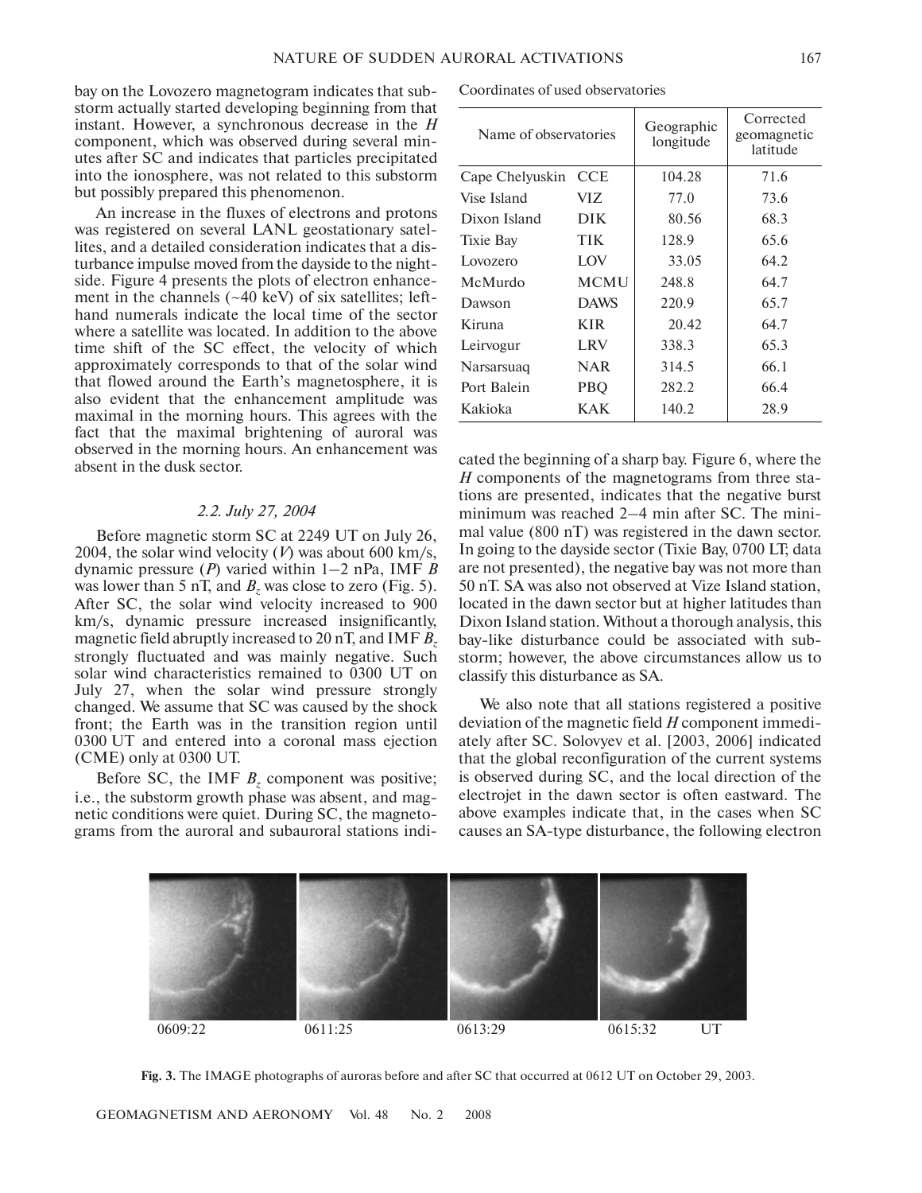bay on the Lovozero magnetogram indicates that substorm actually started developing beginning from that instant. However, a synchronous decrease in the *H* component, which was observed during several minutes after SC and indicates that particles precipitated into the ionosphere, was not related to this substorm but possibly prepared this phenomenon.

An increase in the fluxes of electrons and protons was registered on several LANL geostationary satellites, and a detailed consideration indicates that a disturbance impulse moved from the dayside to the nightside. Figure 4 presents the plots of electron enhancement in the channels (~40 keV) of six satellites; left-hand numerals indicate the local time of the sector where a satellite was located. In addition to the above time shift of the SC effect, the velocity of which approximately corresponds to that of the solar wind that flowed around the Earth's magnetosphere, it is also evident that the enhancement amplitude was maximal in the morning hours. This agrees with the fact that the maximal brightening of auroral was observed in the morning hours. An enhancement was absent in the dusk sector.

### *2.2. July 27, 2004*

Before magnetic storm SC at 2249 UT on July 26, 2004, the solar wind velocity (*V*) was about 600 km/s, dynamic pressure (*P*) varied within 1–2 nPa, IMF *B* was lower than 5 nT, and $B_z$ was close to zero (Fig. 5). After SC, the solar wind velocity increased to 900 km/s, dynamic pressure increased insignificantly, magnetic field abruptly increased to 20 nT, and IMF $B_z$ strongly fluctuated and was mainly negative. Such solar wind characteristics remained to 0300 UT on July 27, when the solar wind pressure strongly changed. We assume that SC was caused by the shock front; the Earth was in the transition region until 0300 UT and entered into a coronal mass ejection (CME) only at 0300 UT.

Before SC, the IMF $B_z$ component was positive; i.e., the substorm growth phase was absent, and magnetic conditions were quiet. During SC, the magnetograms from the auroral and subauroral stations indicated the beginning of a sharp bay. Figure 6, where the *H* components of the magnetograms from three stations are presented, indicates that the negative burst minimum was reached 2–4 min after SC. The minimal value (800 nT) was registered in the dawn sector. In going to the dayside sector (Tixie Bay, 0700 LT; data are not presented), the negative bay was not more than 50 nT. SA was also not observed at Vize Island station, located in the dawn sector but at higher latitudes than Dixon Island station. Without a thorough analysis, this bay-like disturbance could be associated with substorm; however, the above circumstances allow us to classify this disturbance as SA.

We also note that all stations registered a positive deviation of the magnetic field *H* component immediately after SC. Solovyev et al. [2003, 2006] indicated that the global reconfiguration of the current systems is observed during SC, and the local direction of the electrojet in the dawn sector is often eastward. The above examples indicate that, in the cases when SC causes an SA-type disturbance, the following electron

Coordinates of used observatories

| Name of observatories | | Geographic longitude | Corrected geomagnetic latitude |
|---|---|---|---|
| Cape Chelyuskin | CCE | 104.28 | 71.6 |
| Vise Island | VIZ | 77.0 | 73.6 |
| Dixon Island | DIK | 80.56 | 68.3 |
| Tixie Bay | TIK | 128.9 | 65.6 |
| Lovozero | LOV | 33.05 | 64.2 |
| McMurdo | MCMU | 248.8 | 64.7 |
| Dawson | DAWS | 220.9 | 65.7 |
| Kiruna | KIR | 20.42 | 64.7 |
| Leirvogur | LRV | 338.3 | 65.3 |
| Narsarsuaq | NAR | 314.5 | 66.1 |
| Port Balein | PBQ | 282.2 | 66.4 |
| Kakioka | KAK | 140.2 | 28.9 |

0609:22 0611:25 0613:29 0615:32 UT

**Fig. 3.** The IMAGE photographs of auroras before and after SC that occurred at 0612 UT on October 29, 2003.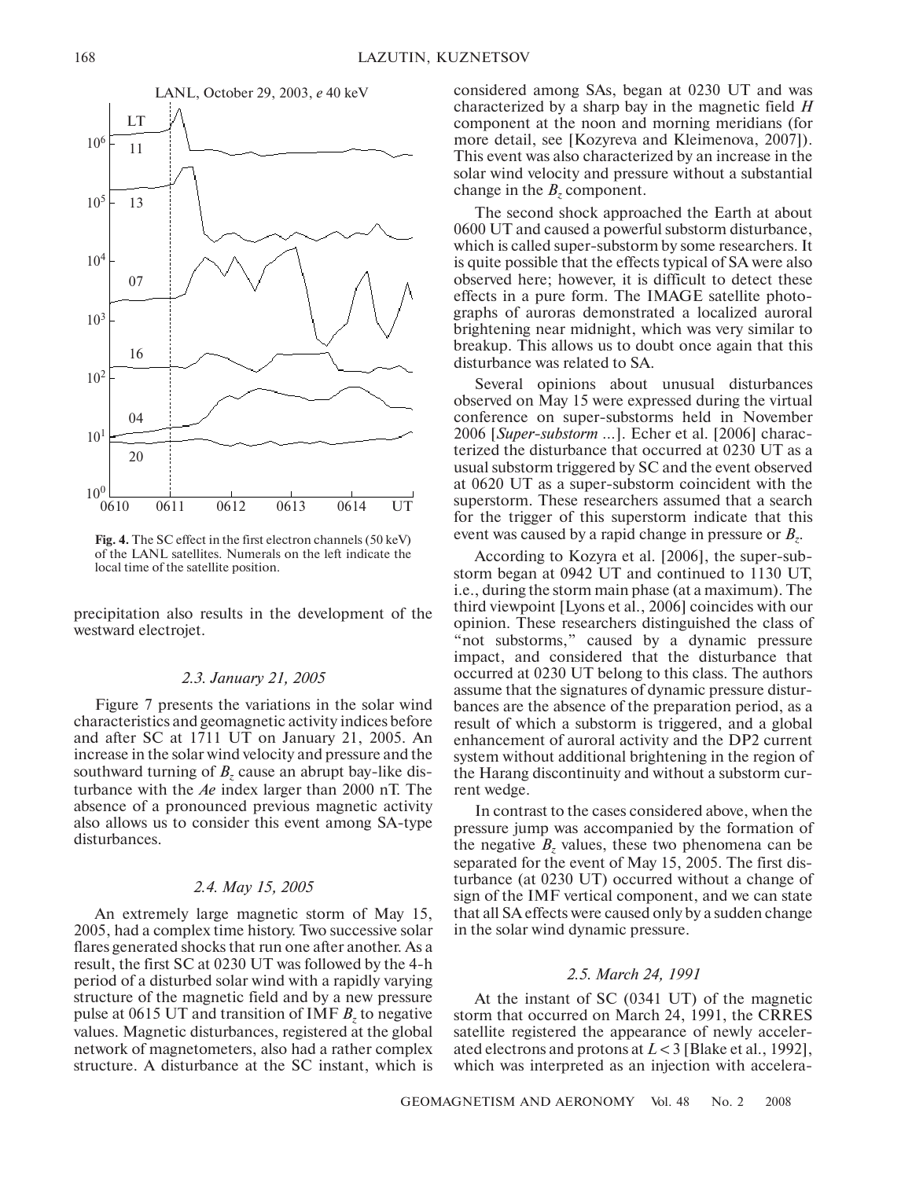**Fig. 4.** The SC effect in the first electron channels (50 keV) of the LANL satellites. Numerals on the left indicate the local time of the satellite position.

precipitation also results in the development of the westward electrojet.

### *2.3. January 21, 2005*

Figure 7 presents the variations in the solar wind characteristics and geomagnetic activity indices before and after SC at 1711 UT on January 21, 2005. An increase in the solar wind velocity and pressure and the southward turning of $B_z$ cause an abrupt bay-like disturbance with the *Ae* index larger than 2000 nT. The absence of a pronounced previous magnetic activity also allows us to consider this event among SA-type disturbances.

### *2.4. May 15, 2005*

An extremely large magnetic storm of May 15, 2005, had a complex time history. Two successive solar flares generated shocks that run one after another. As a result, the first SC at 0230 UT was followed by the 4-h period of a disturbed solar wind with a rapidly varying structure of the magnetic field and by a new pressure pulse at 0615 UT and transition of IMF $B_z$ to negative values. Magnetic disturbances, registered at the global network of magnetometers, also had a rather complex structure. A disturbance at the SC instant, which is considered among SAs, began at 0230 UT and was characterized by a sharp bay in the magnetic field *H* component at the noon and morning meridians (for more detail, see [Kozyreva and Kleimenova, 2007]). This event was also characterized by an increase in the solar wind velocity and pressure without a substantial change in the $B_z$ component.

The second shock approached the Earth at about 0600 UT and caused a powerful substorm disturbance, which is called super-substorm by some researchers. It is quite possible that the effects typical of SA were also observed here; however, it is difficult to detect these effects in a pure form. The IMAGE satellite photographs of auroras demonstrated a localized auroral brightening near midnight, which was very similar to breakup. This allows us to doubt once again that this disturbance was related to SA.

Several opinions about unusual disturbances observed on May 15 were expressed during the virtual conference on super-substorms held in November 2006 [*Super-substorm ...*]. Echer et al. [2006] characterized the disturbance that occurred at 0230 UT as a usual substorm triggered by SC and the event observed at 0620 UT as a super-substorm coincident with the superstorm. These researchers assumed that a search for the trigger of this superstorm indicate that this event was caused by a rapid change in pressure or $B_z$.

According to Kozyra et al. [2006], the super-substorm began at 0942 UT and continued to 1130 UT, i.e., during the storm main phase (at a maximum). The third viewpoint [Lyons et al., 2006] coincides with our opinion. These researchers distinguished the class of "not substorms," caused by a dynamic pressure impact, and considered that the disturbance that occurred at 0230 UT belong to this class. The authors assume that the signatures of dynamic pressure disturbances are the absence of the preparation period, as a result of which a substorm is triggered, and a global enhancement of auroral activity and the DP2 current system without additional brightening in the region of the Harang discontinuity and without a substorm current wedge.

In contrast to the cases considered above, when the pressure jump was accompanied by the formation of the negative $B_z$ values, these two phenomena can be separated for the event of May 15, 2005. The first disturbance (at 0230 UT) occurred without a change of sign of the IMF vertical component, and we can state that all SA effects were caused only by a sudden change in the solar wind dynamic pressure.

### *2.5. March 24, 1991*

At the instant of SC (0341 UT) of the magnetic storm that occurred on March 24, 1991, the CRRES satellite registered the appearance of newly accelerated electrons and protons at $L < 3$ [Blake et al., 1992], which was interpreted as an injection with accelera-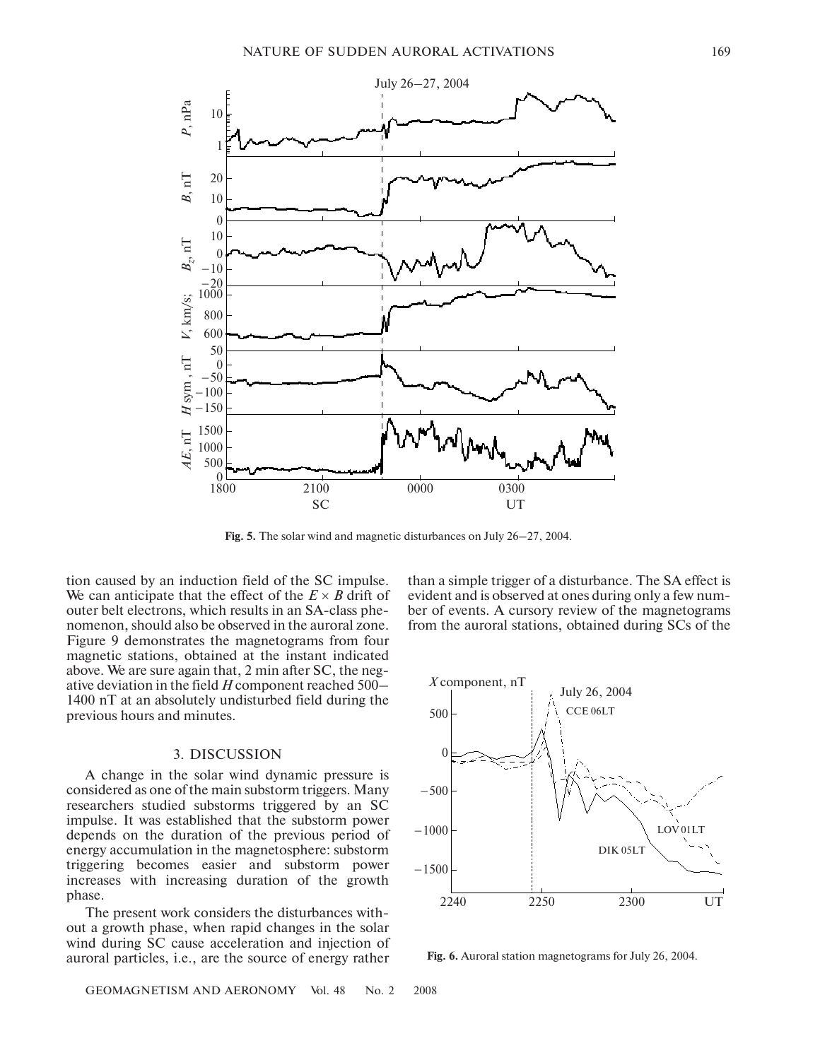Fig. 5. The solar wind and magnetic disturbances on July 26–27, 2004.

tion caused by an induction field of the SC impulse. We can anticipate that the effect of the $E \times B$ drift of outer belt electrons, which results in an SA-class phenomenon, should also be observed in the auroral zone. Figure 9 demonstrates the magnetograms from four magnetic stations, obtained at the instant indicated above. We are sure again that, 2 min after SC, the negative deviation in the field $H$ component reached 500–1400 nT at an absolutely undisturbed field during the previous hours and minutes.

## 3. DISCUSSION

A change in the solar wind dynamic pressure is considered as one of the main substorm triggers. Many researchers studied substorms triggered by an SC impulse. It was established that the substorm power depends on the duration of the previous period of energy accumulation in the magnetosphere: substorm triggering becomes easier and substorm power increases with increasing duration of the growth phase.

The present work considers the disturbances without a growth phase, when rapid changes in the solar wind during SC cause acceleration and injection of auroral particles, i.e., are the source of energy rather than a simple trigger of a disturbance. The SA effect is evident and is observed at ones during only a few number of events. A cursory review of the magnetograms from the auroral stations, obtained during SCs of the

Fig. 6. Auroral station magnetograms for July 26, 2004.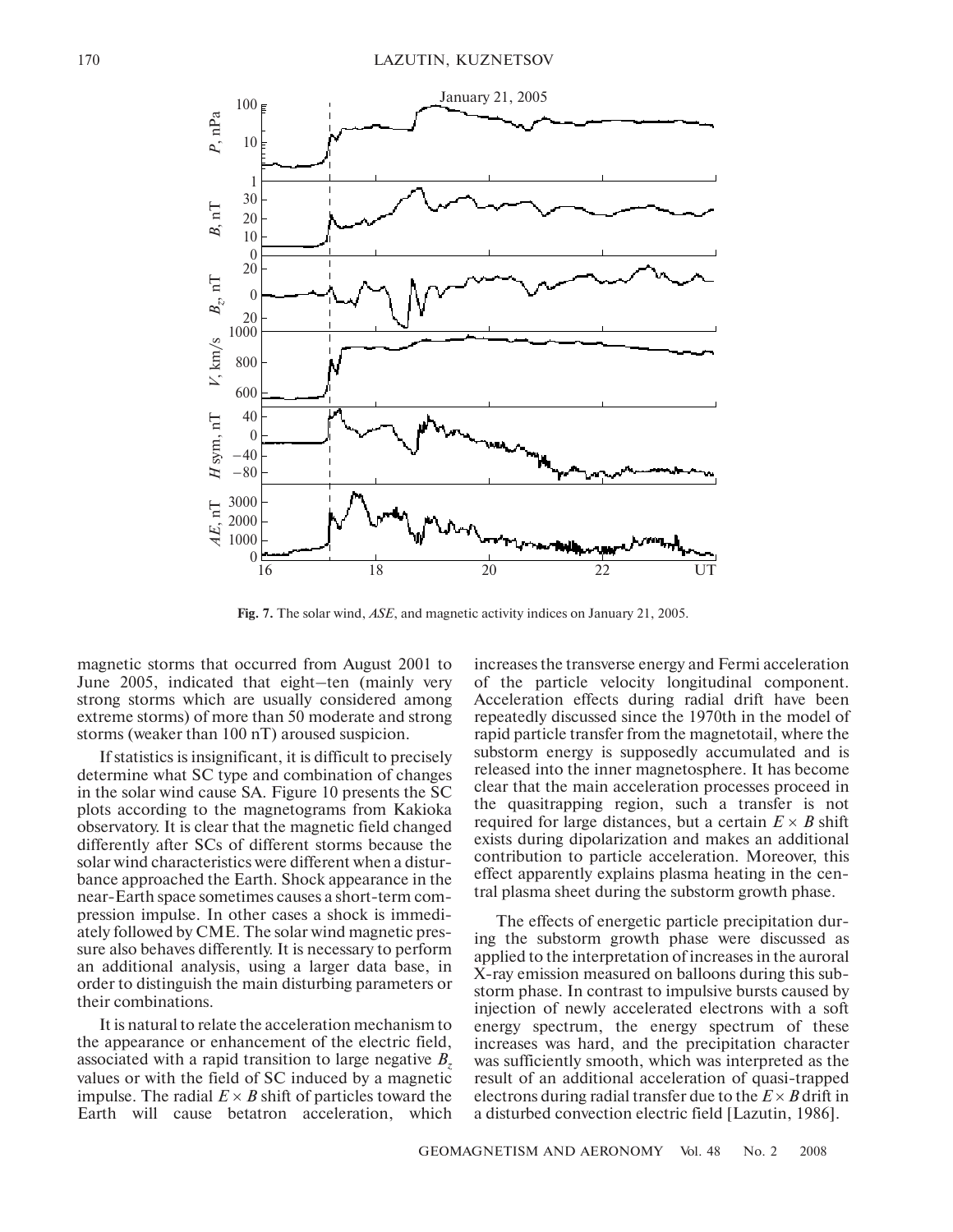**Fig. 7.** The solar wind, *ASE*, and magnetic activity indices on January 21, 2005.

magnetic storms that occurred from August 2001 to June 2005, indicated that eight–ten (mainly very strong storms which are usually considered among extreme storms) of more than 50 moderate and strong storms (weaker than 100 nT) aroused suspicion.

If statistics is insignificant, it is difficult to precisely determine what SC type and combination of changes in the solar wind cause SA. Figure 10 presents the SC plots according to the magnetograms from Kakioka observatory. It is clear that the magnetic field changed differently after SCs of different storms because the solar wind characteristics were different when a disturbance approached the Earth. Shock appearance in the near-Earth space sometimes causes a short-term compression impulse. In other cases a shock is immediately followed by CME. The solar wind magnetic pressure also behaves differently. It is necessary to perform an additional analysis, using a larger data base, in order to distinguish the main disturbing parameters or their combinations.

It is natural to relate the acceleration mechanism to the appearance or enhancement of the electric field, associated with a rapid transition to large negative $B_z$ values or with the field of SC induced by a magnetic impulse. The radial $E \times B$ shift of particles toward the Earth will cause betatron acceleration, which increases the transverse energy and Fermi acceleration of the particle velocity longitudinal component. Acceleration effects during radial drift have been repeatedly discussed since the 1970th in the model of rapid particle transfer from the magnetotail, where the substorm energy is supposedly accumulated and is released into the inner magnetosphere. It has become clear that the main acceleration processes proceed in the quasitrapping region, such a transfer is not required for large distances, but a certain $E \times B$ shift exists during dipolarization and makes an additional contribution to particle acceleration. Moreover, this effect apparently explains plasma heating in the central plasma sheet during the substorm growth phase.

The effects of energetic particle precipitation during the substorm growth phase were discussed as applied to the interpretation of increases in the auroral X-ray emission measured on balloons during this substorm phase. In contrast to impulsive bursts caused by injection of newly accelerated electrons with a soft energy spectrum, the energy spectrum of these increases was hard, and the precipitation character was sufficiently smooth, which was interpreted as the result of an additional acceleration of quasi-trapped electrons during radial transfer due to the $E \times B$ drift in a disturbed convection electric field [Lazutin, 1986].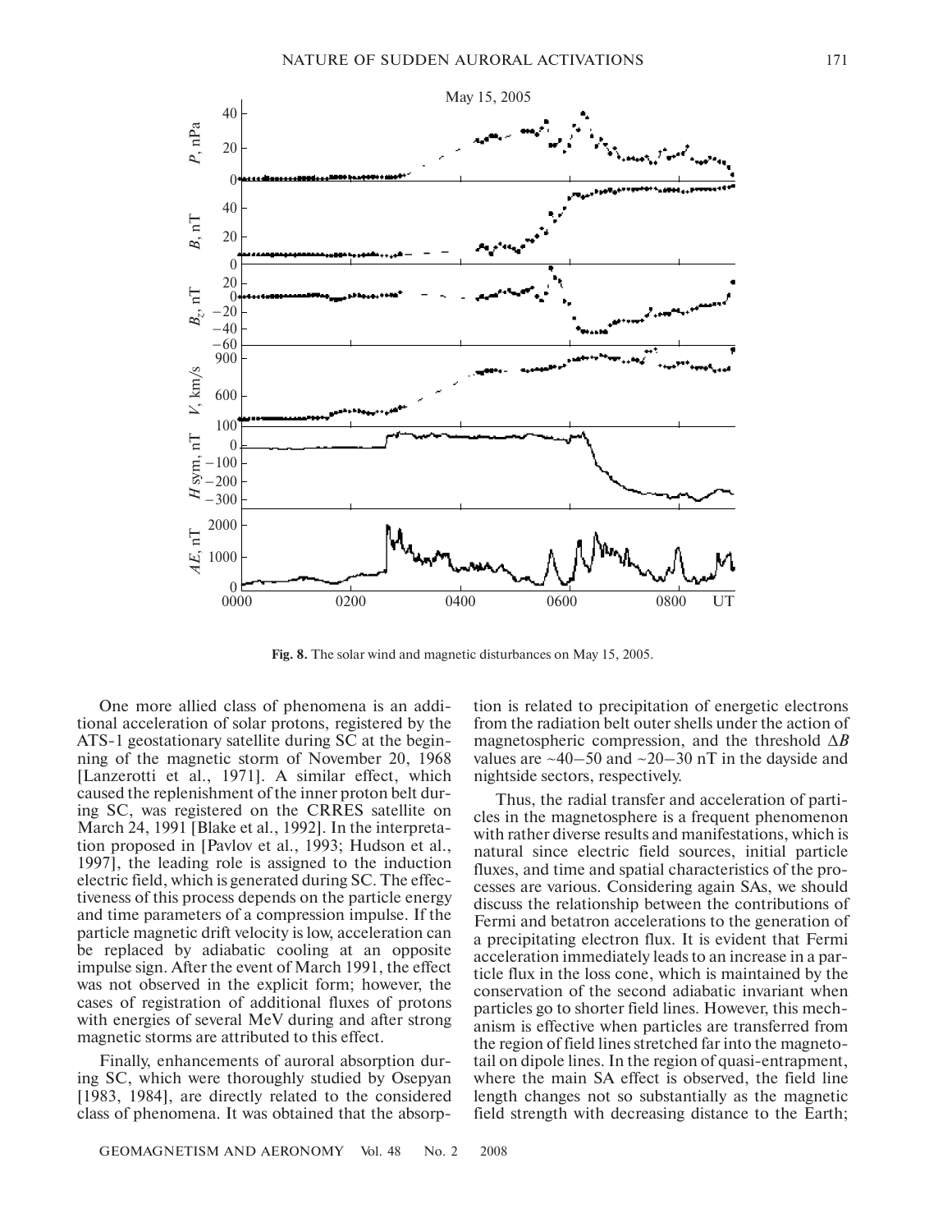**Fig. 8.** The solar wind and magnetic disturbances on May 15, 2005.

One more allied class of phenomena is an additional acceleration of solar protons, registered by the ATS-1 geostationary satellite during SC at the beginning of the magnetic storm of November 20, 1968 [Lanzerotti et al., 1971]. A similar effect, which caused the replenishment of the inner proton belt during SC, was registered on the CRRES satellite on March 24, 1991 [Blake et al., 1992]. In the interpretation proposed in [Pavlov et al., 1993; Hudson et al., 1997], the leading role is assigned to the induction electric field, which is generated during SC. The effectiveness of this process depends on the particle energy and time parameters of a compression impulse. If the particle magnetic drift velocity is low, acceleration can be replaced by adiabatic cooling at an opposite impulse sign. After the event of March 1991, the effect was not observed in the explicit form; however, the cases of registration of additional fluxes of protons with energies of several MeV during and after strong magnetic storms are attributed to this effect.

Finally, enhancements of auroral absorption during SC, which were thoroughly studied by Osepyan [1983, 1984], are directly related to the considered class of phenomena. It was obtained that the absorption is related to precipitation of energetic electrons from the radiation belt outer shells under the action of magnetospheric compression, and the threshold $\Delta B$ values are ~40–50 and ~20–30 nT in the dayside and nightside sectors, respectively.

Thus, the radial transfer and acceleration of particles in the magnetosphere is a frequent phenomenon with rather diverse results and manifestations, which is natural since electric field sources, initial particle fluxes, and time and spatial characteristics of the processes are various. Considering again SAs, we should discuss the relationship between the contributions of Fermi and betatron accelerations to the generation of a precipitating electron flux. It is evident that Fermi acceleration immediately leads to an increase in a particle flux in the loss cone, which is maintained by the conservation of the second adiabatic invariant when particles go to shorter field lines. However, this mechanism is effective when particles are transferred from the region of field lines stretched far into the magnetotail on dipole lines. In the region of quasi-entrapment, where the main SA effect is observed, the field line length changes not so substantially as the magnetic field strength with decreasing distance to the Earth;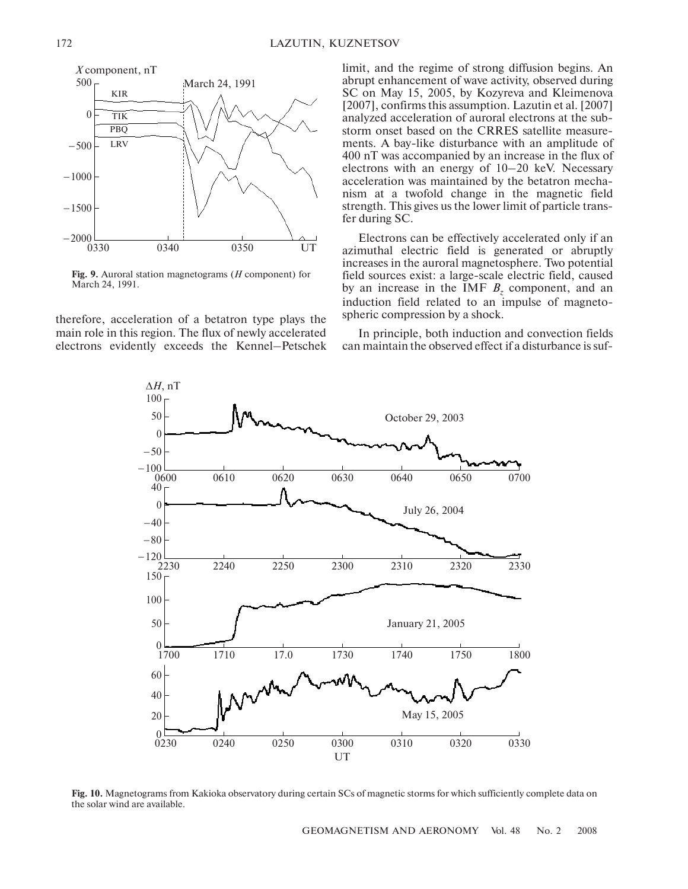Fig. 9. Auroral station magnetograms ($H$ component) for March 24, 1991.

therefore, acceleration of a betatron type plays the main role in this region. The flux of newly accelerated electrons evidently exceeds the Kennel–Petschek limit, and the regime of strong diffusion begins. An abrupt enhancement of wave activity, observed during SC on May 15, 2005, by Kozyreva and Kleimenova [2007], confirms this assumption. Lazutin et al. [2007] analyzed acceleration of auroral electrons at the substorm onset based on the CRRES satellite measurements. A bay-like disturbance with an amplitude of 400 nT was accompanied by an increase in the flux of electrons with an energy of 10–20 keV. Necessary acceleration was maintained by the betatron mechanism at a twofold change in the magnetic field strength. This gives us the lower limit of particle transfer during SC.

Electrons can be effectively accelerated only if an azimuthal electric field is generated or abruptly increases in the auroral magnetosphere. Two potential field sources exist: a large-scale electric field, caused by an increase in the IMF $B_z$ component, and an induction field related to an impulse of magnetospheric compression by a shock.

In principle, both induction and convection fields can maintain the observed effect if a disturbance is suf-

Fig. 10. Magnetograms from Kakioka observatory during certain SCs of magnetic storms for which sufficiently complete data on the solar wind are available.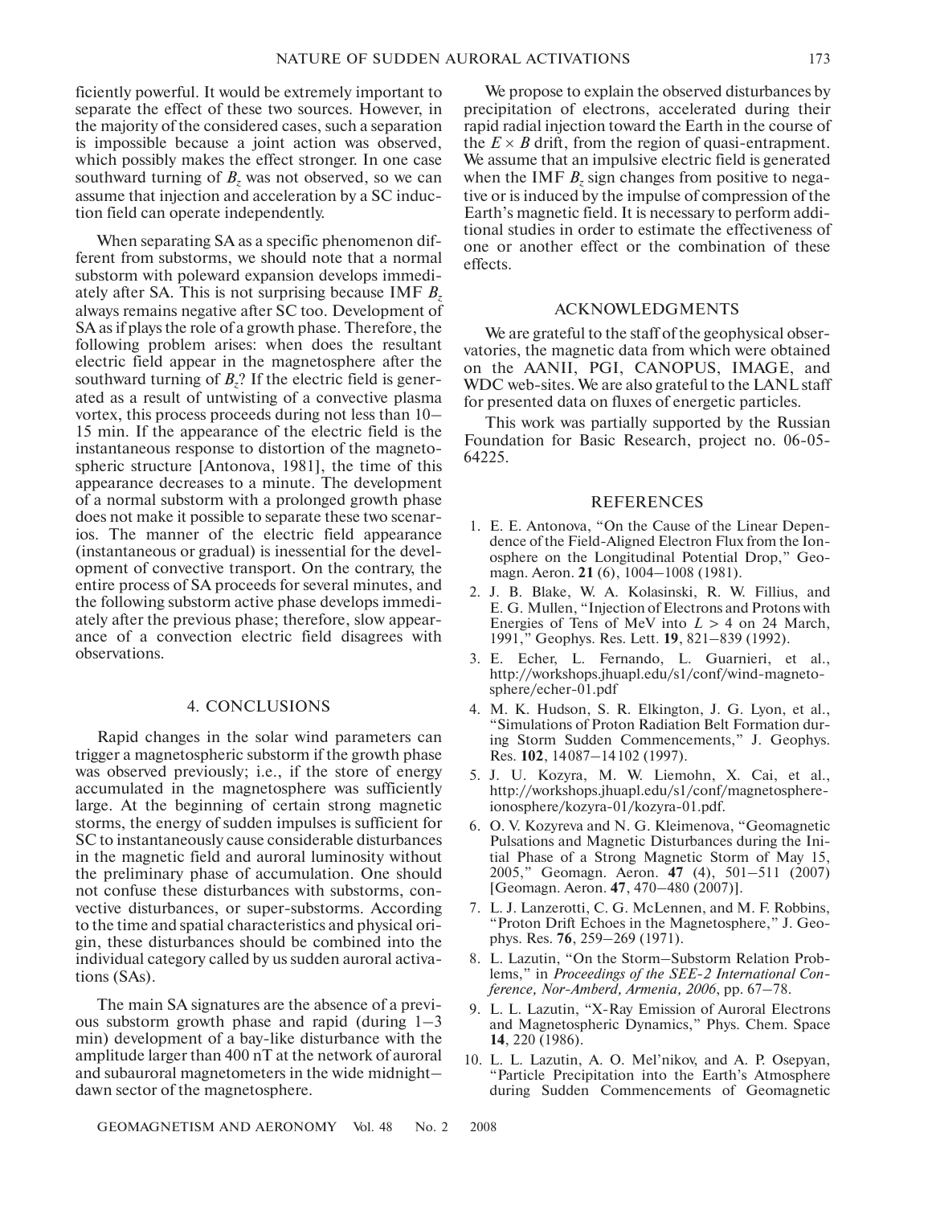ficiently powerful. It would be extremely important to separate the effect of these two sources. However, in the majority of the considered cases, such a separation is impossible because a joint action was observed, which possibly makes the effect stronger. In one case southward turning of $B_z$ was not observed, so we can assume that injection and acceleration by a SC induction field can operate independently.

When separating SA as a specific phenomenon different from substorms, we should note that a normal substorm with poleward expansion develops immediately after SA. This is not surprising because IMF $B_z$ always remains negative after SC too. Development of SA as if plays the role of a growth phase. Therefore, the following problem arises: when does the resultant electric field appear in the magnetosphere after the southward turning of $B_z$? If the electric field is generated as a result of untwisting of a convective plasma vortex, this process proceeds during not less than 10–15 min. If the appearance of the electric field is the instantaneous response to distortion of the magnetospheric structure [Antonova, 1981], the time of this appearance decreases to a minute. The development of a normal substorm with a prolonged growth phase does not make it possible to separate these two scenarios. The manner of the electric field appearance (instantaneous or gradual) is inessential for the development of convective transport. On the contrary, the entire process of SA proceeds for several minutes, and the following substorm active phase develops immediately after the previous phase; therefore, slow appearance of a convection electric field disagrees with observations.

## 4. CONCLUSIONS

Rapid changes in the solar wind parameters can trigger a magnetospheric substorm if the growth phase was observed previously; i.e., if the store of energy accumulated in the magnetosphere was sufficiently large. At the beginning of certain strong magnetic storms, the energy of sudden impulses is sufficient for SC to instantaneously cause considerable disturbances in the magnetic field and auroral luminosity without the preliminary phase of accumulation. One should not confuse these disturbances with substorms, convective disturbances, or super-substorms. According to the time and spatial characteristics and physical origin, these disturbances should be combined into the individual category called by us sudden auroral activations (SAs).

The main SA signatures are the absence of a previous substorm growth phase and rapid (during 1–3 min) development of a bay-like disturbance with the amplitude larger than 400 nT at the network of auroral and subauroral magnetometers in the wide midnight–dawn sector of the magnetosphere.

We propose to explain the observed disturbances by precipitation of electrons, accelerated during their rapid radial injection toward the Earth in the course of the $E \times B$ drift, from the region of quasi-entrapment. We assume that an impulsive electric field is generated when the IMF $B_z$ sign changes from positive to negative or is induced by the impulse of compression of the Earth's magnetic field. It is necessary to perform additional studies in order to estimate the effectiveness of one or another effect or the combination of these effects.

## ACKNOWLEDGMENTS

We are grateful to the staff of the geophysical observatories, the magnetic data from which were obtained on the AANII, PGI, CANOPUS, IMAGE, and WDC web-sites. We are also grateful to the LANL staff for presented data on fluxes of energetic particles.

This work was partially supported by the Russian Foundation for Basic Research, project no. 06-05-64225.

## REFERENCES

1. E. E. Antonova, "On the Cause of the Linear Dependence of the Field-Aligned Electron Flux from the Ionosphere on the Longitudinal Potential Drop," Geomagn. Aeron. **21** (6), 1004–1008 (1981).
2. J. B. Blake, W. A. Kolasinski, R. W. Fillius, and E. G. Mullen, "Injection of Electrons and Protons with Energies of Tens of MeV into $L > 4$ on 24 March, 1991," Geophys. Res. Lett. **19**, 821–839 (1992).
3. E. Echer, L. Fernando, L. Guarnieri, et al., http://workshops.jhuapl.edu/s1/conf/wind-magnetosphere/echer-01.pdf
4. M. K. Hudson, S. R. Elkington, J. G. Lyon, et al., "Simulations of Proton Radiation Belt Formation during Storm Sudden Commencements," J. Geophys. Res. **102**, 14087–14102 (1997).
5. J. U. Kozyra, M. W. Liemohn, X. Cai, et al., http://workshops.jhuapl.edu/s1/conf/magnetosphere-ionosphere/kozyra-01/kozyra-01.pdf.
6. O. V. Kozyreva and N. G. Kleimenova, "Geomagnetic Pulsations and Magnetic Disturbances during the Initial Phase of a Strong Magnetic Storm of May 15, 2005," Geomagn. Aeron. **47** (4), 501–511 (2007) [Geomagn. Aeron. **47**, 470–480 (2007)].
7. L. J. Lanzerotti, C. G. McLennen, and M. F. Robbins, "Proton Drift Echoes in the Magnetosphere," J. Geophys. Res. **76**, 259–269 (1971).
8. L. Lazutin, "On the Storm–Substorm Relation Problems," in *Proceedings of the SEE-2 International Conference, Nor-Amberd, Armenia, 2006*, pp. 67–78.
9. L. L. Lazutin, "X-Ray Emission of Auroral Electrons and Magnetospheric Dynamics," Phys. Chem. Space **14**, 220 (1986).
10. L. L. Lazutin, A. O. Mel'nikov, and A. P. Osepyan, "Particle Precipitation into the Earth's Atmosphere during Sudden Commencements of Geomagnetic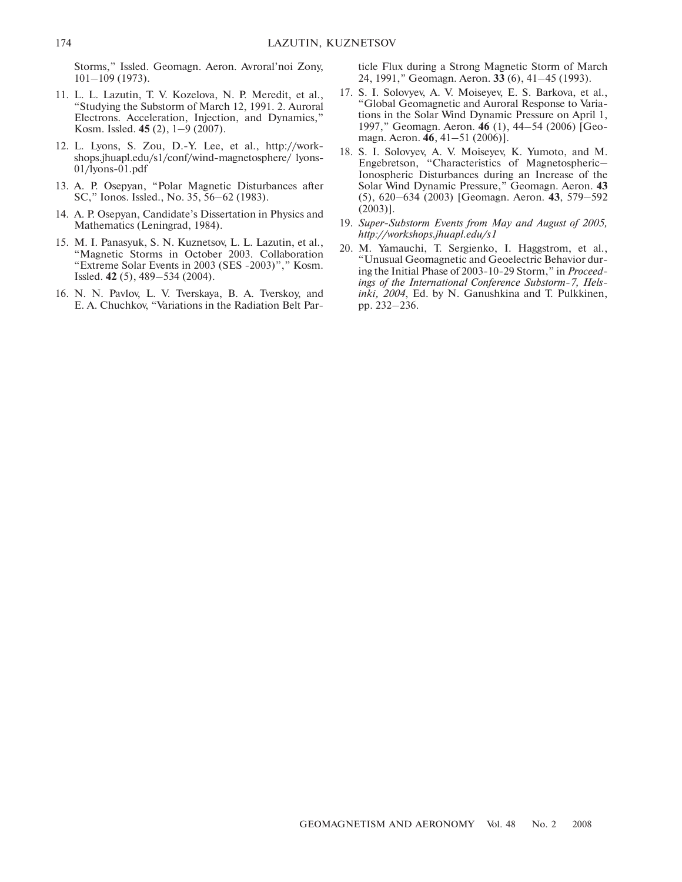Storms," Issled. Geomagn. Aeron. Avroral'noi Zony, 101–109 (1973).

11. L. L. Lazutin, T. V. Kozelova, N. P. Meredit, et al., "Studying the Substorm of March 12, 1991. 2. Auroral Electrons. Acceleration, Injection, and Dynamics," Kosm. Issled. **45** (2), 1–9 (2007).
12. L. Lyons, S. Zou, D.-Y. Lee, et al., http://workshops.jhuapl.edu/s1/conf/wind-magnetosphere/ lyons-01/lyons-01.pdf
13. A. P. Osepyan, "Polar Magnetic Disturbances after SC," Ionos. Issled., No. 35, 56–62 (1983).
14. A. P. Osepyan, Candidate's Dissertation in Physics and Mathematics (Leningrad, 1984).
15. M. I. Panasyuk, S. N. Kuznetsov, L. L. Lazutin, et al., "Magnetic Storms in October 2003. Collaboration "Extreme Solar Events in 2003 (SES -2003)"," Kosm. Issled. **42** (5), 489–534 (2004).
16. N. N. Pavlov, L. V. Tverskaya, B. A. Tverskoy, and E. A. Chuchkov, "Variations in the Radiation Belt Particle Flux during a Strong Magnetic Storm of March 24, 1991," Geomagn. Aeron. **33** (6), 41–45 (1993).
17. S. I. Solovyev, A. V. Moiseyev, E. S. Barkova, et al., "Global Geomagnetic and Auroral Response to Variations in the Solar Wind Dynamic Pressure on April 1, 1997," Geomagn. Aeron. **46** (1), 44–54 (2006) [Geomagn. Aeron. **46**, 41–51 (2006)].
18. S. I. Solovyev, A. V. Moiseyev, K. Yumoto, and M. Engebretson, "Characteristics of Magnetospheric–Ionospheric Disturbances during an Increase of the Solar Wind Dynamic Pressure," Geomagn. Aeron. **43** (5), 620–634 (2003) [Geomagn. Aeron. **43**, 579–592 (2003)].
19. *Super-Substorm Events from May and August of 2005, http://workshops.jhuapl.edu/s1*
20. M. Yamauchi, T. Sergienko, I. Haggstrom, et al., "Unusual Geomagnetic and Geoelectric Behavior during the Initial Phase of 2003-10-29 Storm," in *Proceedings of the International Conference Substorm-7, Helsinki, 2004*, Ed. by N. Ganushkina and T. Pulkkinen, pp. 232–236.